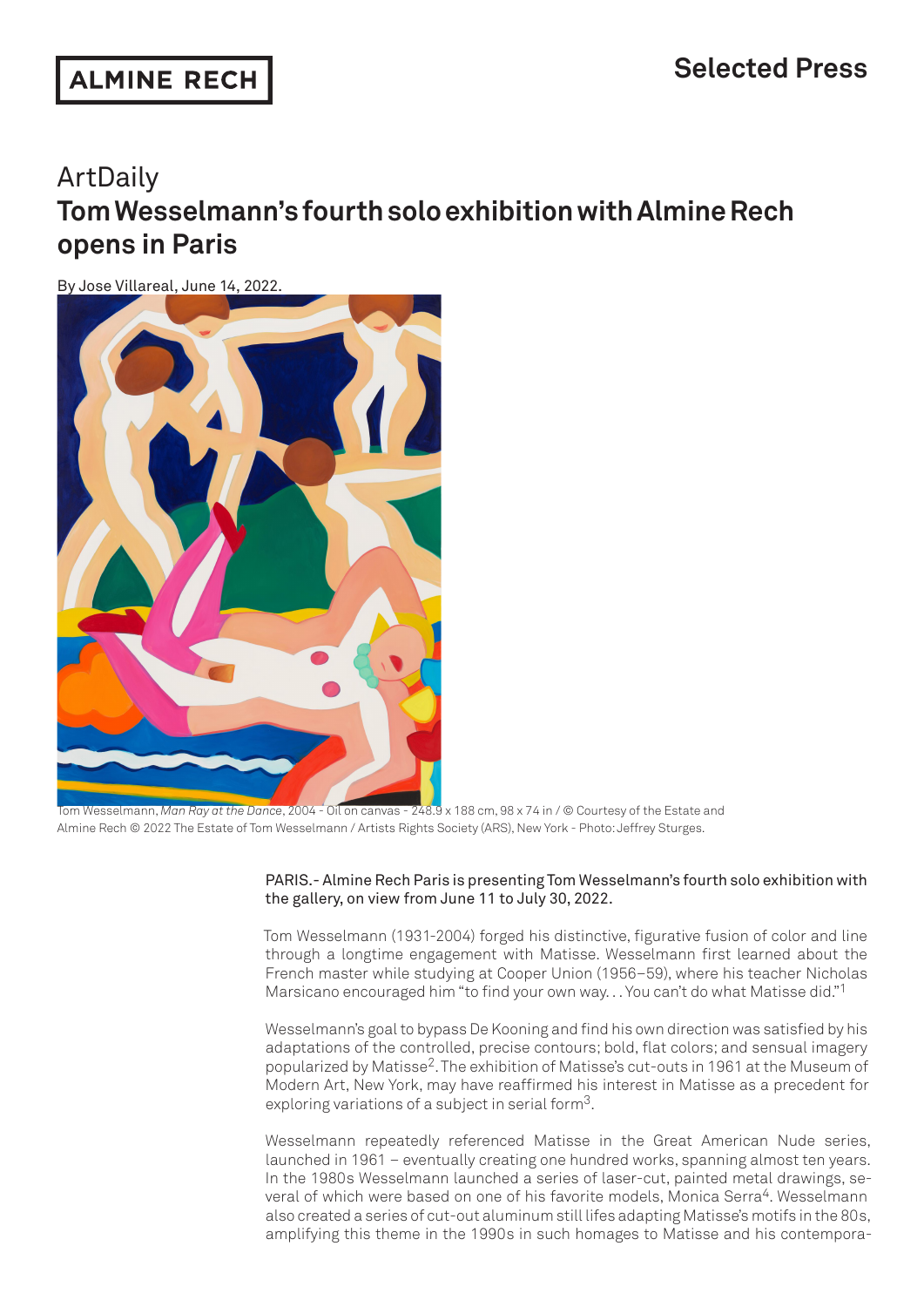ALMINE RECH

Selected Press

## ArtDaily

# Tom Wesselmann's fourth solo exhibition with Almine Rech opens in Paris

By Jose Villareal, June 14, 2022.

Tom Wesselmann, *Man Ray at the Dance*, 2004 - Oil on canvas - 248.9 x 188 cm, 98 x 74 in / © Courtesy of the Estate and Almine Rech © 2022 The Estate of Tom Wesselmann / Artists Rights Society (ARS), New York - Photo: Jeffrey Sturges.

PARIS.- Almine Rech Paris is presenting Tom Wesselmann's fourth solo exhibition with the gallery, on view from June 11 to July 30, 2022.

Tom Wesselmann (1931-2004) forged his distinctive, figurative fusion of color and line through a longtime engagement with Matisse. Wesselmann first learned about the French master while studying at Cooper Union (1956–59), where his teacher Nicholas Marsicano encouraged him "to find your own way. . . You can't do what Matisse did."[1]

Wesselmann's goal to bypass De Kooning and find his own direction was satisfied by his adaptations of the controlled, precise contours; bold, flat colors; and sensual imagery popularized by Matisse[2]. The exhibition of Matisse's cut-outs in 1961 at the Museum of Modern Art, New York, may have reaffirmed his interest in Matisse as a precedent for exploring variations of a subject in serial form[3].

Wesselmann repeatedly referenced Matisse in the Great American Nude series, launched in 1961 – eventually creating one hundred works, spanning almost ten years. In the 1980s Wesselmann launched a series of laser-cut, painted metal drawings, several of which were based on one of his favorite models, Monica Serra[4]. Wesselmann also created a series of cut-out aluminum still lifs adapting Matisse's motifs in the 80s, amplifying this theme in the 1990s in such homages to Matisse and his contempora-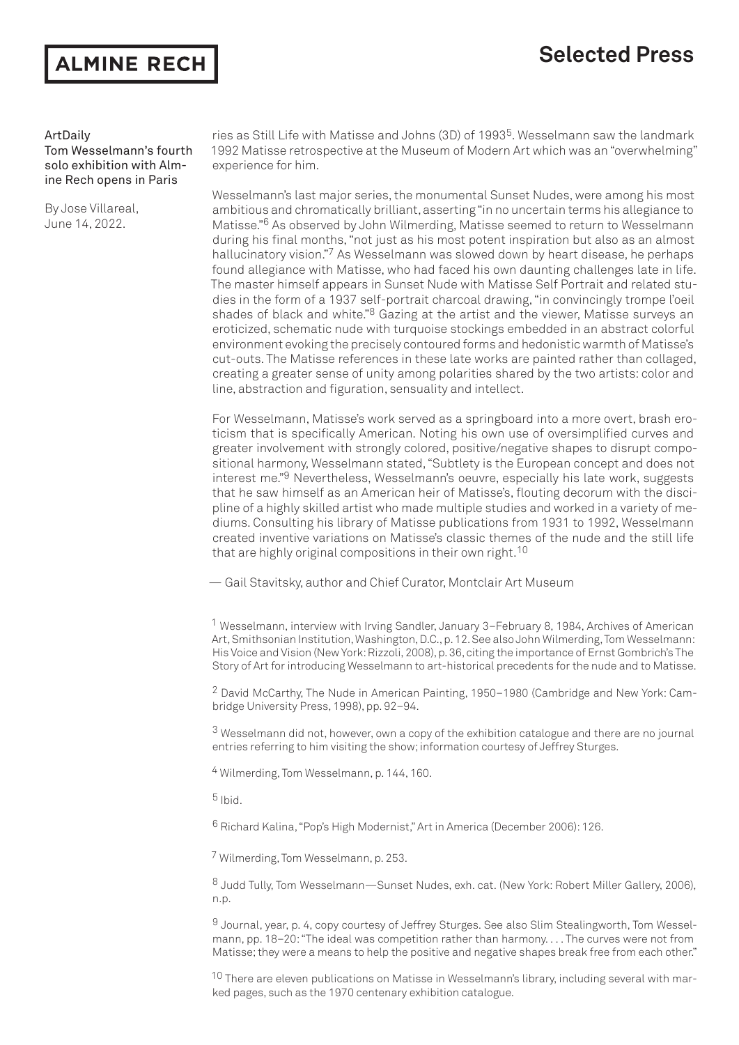ArtDaily
Tom Wesselmann's fourth solo exhibition with Almine Rech opens in Paris

By Jose Villareal,
June 14, 2022.

ries as Still Life with Matisse and Johns (3D) of 1993[5]. Wesselmann saw the landmark 1992 Matisse retrospective at the Museum of Modern Art which was an "overwhelming" experience for him.

Wesselmann's last major series, the monumental Sunset Nudes, were among his most ambitious and chromatically brilliant, asserting "in no uncertain terms his allegiance to Matisse."[6] As observed by John Wilmerding, Matisse seemed to return to Wesselmann during his final months, "not just as his most potent inspiration but also as an almost hallucinatory vision."[7] As Wesselmann was slowed down by heart disease, he perhaps found allegiance with Matisse, who had faced his own daunting challenges late in life. The master himself appears in Sunset Nude with Matisse Self Portrait and related studies in the form of a 1937 self-portrait charcoal drawing, "in convincingly trompe l'oeil shades of black and white."[8] Gazing at the artist and the viewer, Matisse surveys an eroticized, schematic nude with turquoise stockings embedded in an abstract colorful environment evoking the precisely contoured forms and hedonistic warmth of Matisse's cut-outs. The Matisse references in these late works are painted rather than collaged, creating a greater sense of unity among polarities shared by the two artists: color and line, abstraction and figuration, sensuality and intellect.

For Wesselmann, Matisse's work served as a springboard into a more overt, brash eroticism that is specifically American. Noting his own use of oversimplified curves and greater involvement with strongly colored, positive/negative shapes to disrupt compositional harmony, Wesselmann stated, "Subtlety is the European concept and does not interest me."[9] Nevertheless, Wesselmann's oeuvre, especially his late work, suggests that he saw himself as an American heir of Matisse's, flouting decorum with the discipline of a highly skilled artist who made multiple studies and worked in a variety of mediums. Consulting his library of Matisse publications from 1931 to 1992, Wesselmann created inventive variations on Matisse's classic themes of the nude and the still life that are highly original compositions in their own right.[10]

— Gail Stavitsky, author and Chief Curator, Montclair Art Museum

[1] Wesselmann, interview with Irving Sandler, January 3–February 8, 1984, Archives of American Art, Smithsonian Institution, Washington, D.C., p. 12. See also John Wilmerding, Tom Wesselmann: His Voice and Vision (New York: Rizzoli, 2008), p. 36, citing the importance of Ernst Gombrich's The Story of Art for introducing Wesselmann to art-historical precedents for the nude and to Matisse.

[2] David McCarthy, The Nude in American Painting, 1950–1980 (Cambridge and New York: Cambridge University Press, 1998), pp. 92–94.

[3] Wesselmann did not, however, own a copy of the exhibition catalogue and there are no journal entries referring to him visiting the show; information courtesy of Jeffrey Sturges.

[4] Wilmerding, Tom Wesselmann, p. 144, 160.

[5] Ibid.

[6] Richard Kalina, "Pop's High Modernist," Art in America (December 2006): 126.

[7] Wilmerding, Tom Wesselmann, p. 253.

[8] Judd Tully, Tom Wesselmann—Sunset Nudes, exh. cat. (New York: Robert Miller Gallery, 2006), n.p.

[9] Journal, year, p. 4, copy courtesy of Jeffrey Sturges. See also Slim Stealingworth, Tom Wesselmann, pp. 18–20: "The ideal was competition rather than harmony. . . . The curves were not from Matisse; they were a means to help the positive and negative shapes break free from each other."

[10] There are eleven publications on Matisse in Wesselmann's library, including several with marked pages, such as the 1970 centenary exhibition catalogue.